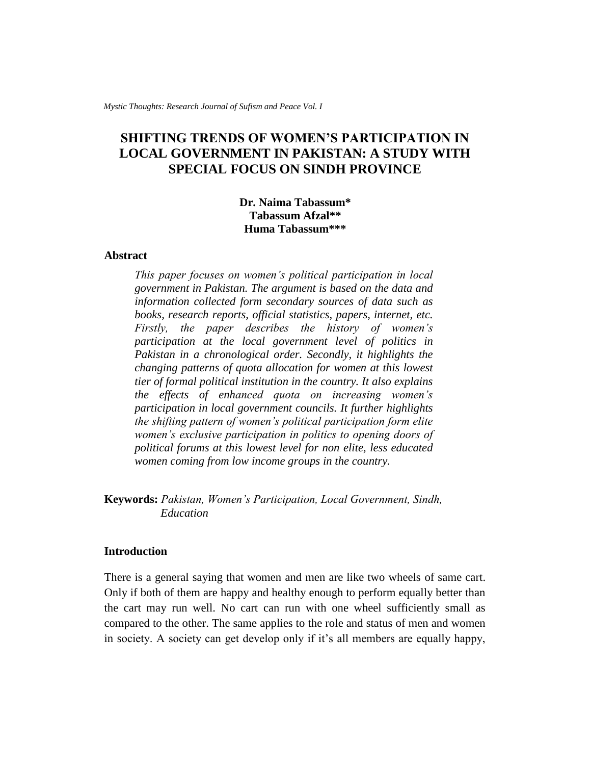# SHIFTING TRENDS OF WOMEN'S PARTICIPATION IN LOCAL GOVERNMENT IN PAKISTAN: A STUDY WITH SPECIAL FOCUS ON SINDH PROVINCE

**Dr. Naima Tabassum***
**Tabassum Afzal****
**Huma Tabassum*****

## Abstract

*This paper focuses on women's political participation in local government in Pakistan. The argument is based on the data and information collected form secondary sources of data such as books, research reports, official statistics, papers, internet, etc. Firstly, the paper describes the history of women's participation at the local government level of politics in Pakistan in a chronological order. Secondly, it highlights the changing patterns of quota allocation for women at this lowest tier of formal political institution in the country. It also explains the effects of enhanced quota on increasing women's participation in local government councils. It further highlights the shifting pattern of women's political participation form elite women's exclusive participation in politics to opening doors of political forums at this lowest level for non elite, less educated women coming from low income groups in the country.*

**Keywords:** *Pakistan, Women's Participation, Local Government, Sindh, Education*

## Introduction

There is a general saying that women and men are like two wheels of same cart. Only if both of them are happy and healthy enough to perform equally better than the cart may run well. No cart can run with one wheel sufficiently small as compared to the other. The same applies to the role and status of men and women in society. A society can get develop only if it's all members are equally happy,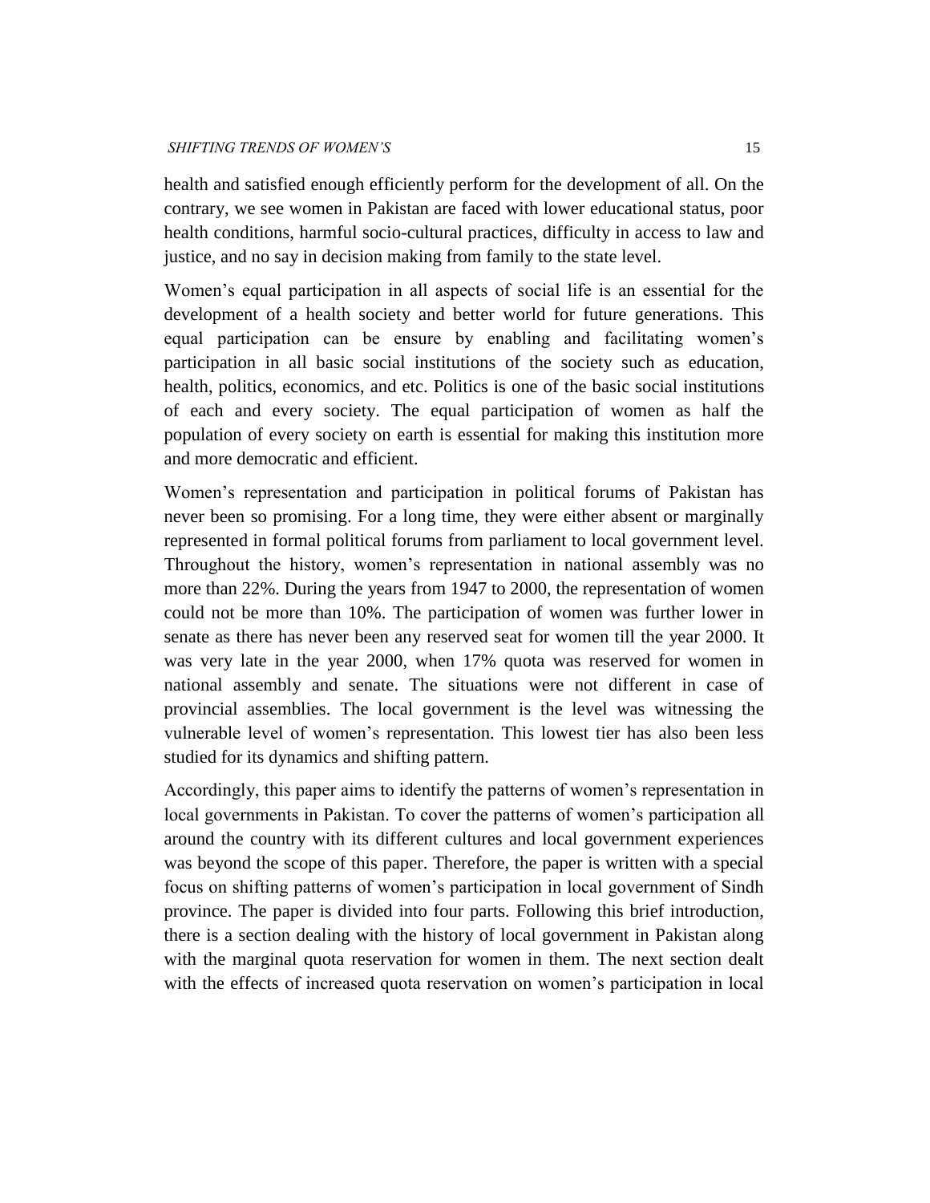health and satisfied enough efficiently perform for the development of all. On the contrary, we see women in Pakistan are faced with lower educational status, poor health conditions, harmful socio-cultural practices, difficulty in access to law and justice, and no say in decision making from family to the state level.

Women's equal participation in all aspects of social life is an essential for the development of a health society and better world for future generations. This equal participation can be ensure by enabling and facilitating women's participation in all basic social institutions of the society such as education, health, politics, economics, and etc. Politics is one of the basic social institutions of each and every society. The equal participation of women as half the population of every society on earth is essential for making this institution more and more democratic and efficient.

Women's representation and participation in political forums of Pakistan has never been so promising. For a long time, they were either absent or marginally represented in formal political forums from parliament to local government level. Throughout the history, women's representation in national assembly was no more than 22%. During the years from 1947 to 2000, the representation of women could not be more than 10%. The participation of women was further lower in senate as there has never been any reserved seat for women till the year 2000. It was very late in the year 2000, when 17% quota was reserved for women in national assembly and senate. The situations were not different in case of provincial assemblies. The local government is the level was witnessing the vulnerable level of women's representation. This lowest tier has also been less studied for its dynamics and shifting pattern.

Accordingly, this paper aims to identify the patterns of women's representation in local governments in Pakistan. To cover the patterns of women's participation all around the country with its different cultures and local government experiences was beyond the scope of this paper. Therefore, the paper is written with a special focus on shifting patterns of women's participation in local government of Sindh province. The paper is divided into four parts. Following this brief introduction, there is a section dealing with the history of local government in Pakistan along with the marginal quota reservation for women in them. The next section dealt with the effects of increased quota reservation on women's participation in local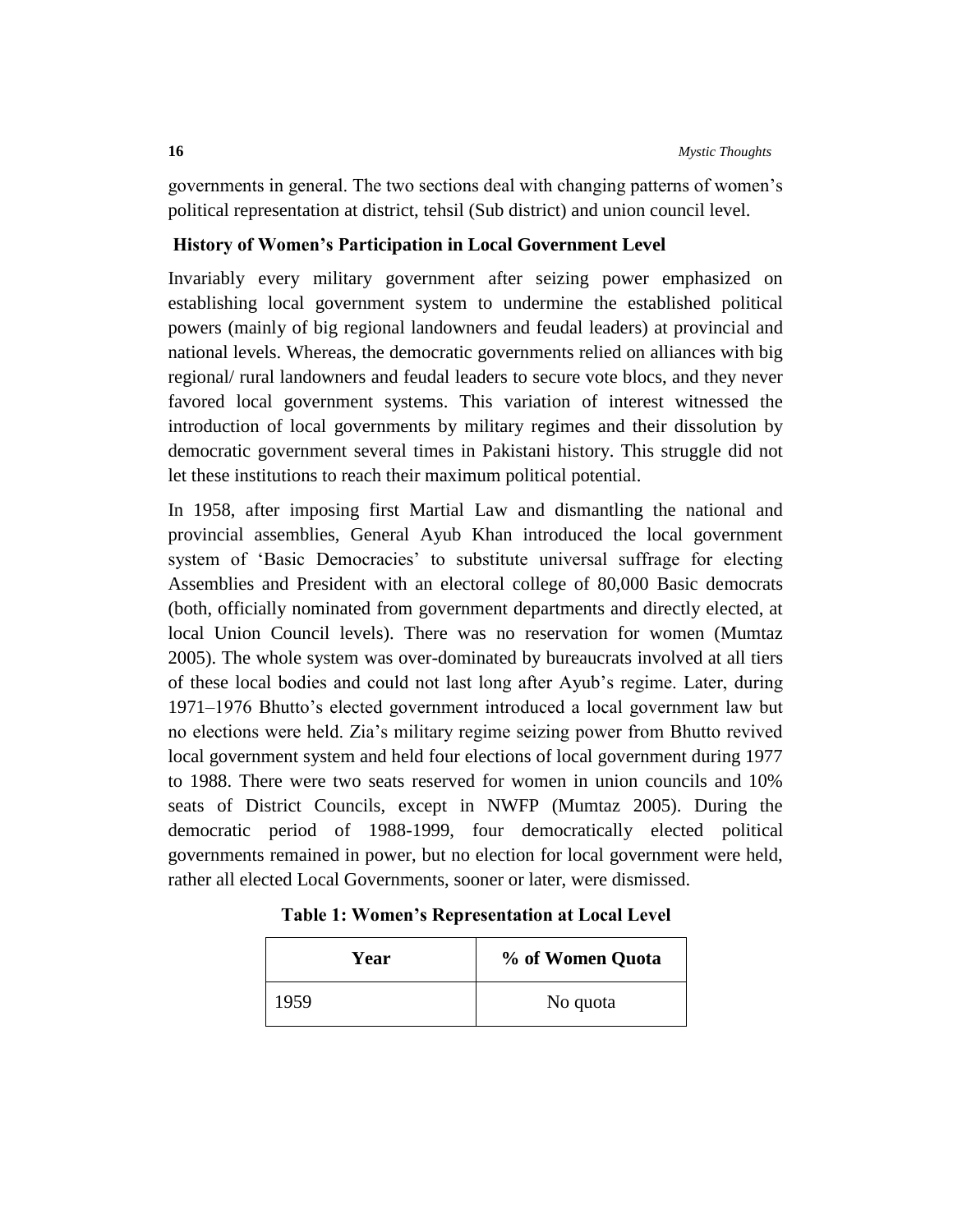governments in general. The two sections deal with changing patterns of women's political representation at district, tehsil (Sub district) and union council level.

## History of Women's Participation in Local Government Level

Invariably every military government after seizing power emphasized on establishing local government system to undermine the established political powers (mainly of big regional landowners and feudal leaders) at provincial and national levels. Whereas, the democratic governments relied on alliances with big regional/ rural landowners and feudal leaders to secure vote blocs, and they never favored local government systems. This variation of interest witnessed the introduction of local governments by military regimes and their dissolution by democratic government several times in Pakistani history. This struggle did not let these institutions to reach their maximum political potential.

In 1958, after imposing first Martial Law and dismantling the national and provincial assemblies, General Ayub Khan introduced the local government system of 'Basic Democracies' to substitute universal suffrage for electing Assemblies and President with an electoral college of 80,000 Basic democrats (both, officially nominated from government departments and directly elected, at local Union Council levels). There was no reservation for women (Mumtaz 2005). The whole system was over-dominated by bureaucrats involved at all tiers of these local bodies and could not last long after Ayub's regime. Later, during 1971–1976 Bhutto's elected government introduced a local government law but no elections were held. Zia's military regime seizing power from Bhutto revived local government system and held four elections of local government during 1977 to 1988. There were two seats reserved for women in union councils and 10% seats of District Councils, except in NWFP (Mumtaz 2005). During the democratic period of 1988-1999, four democratically elected political governments remained in power, but no election for local government were held, rather all elected Local Governments, sooner or later, were dismissed.

**Table 1: Women's Representation at Local Level**

| Year | % of Women Quota |
|---|---|
| 1959 | No quota |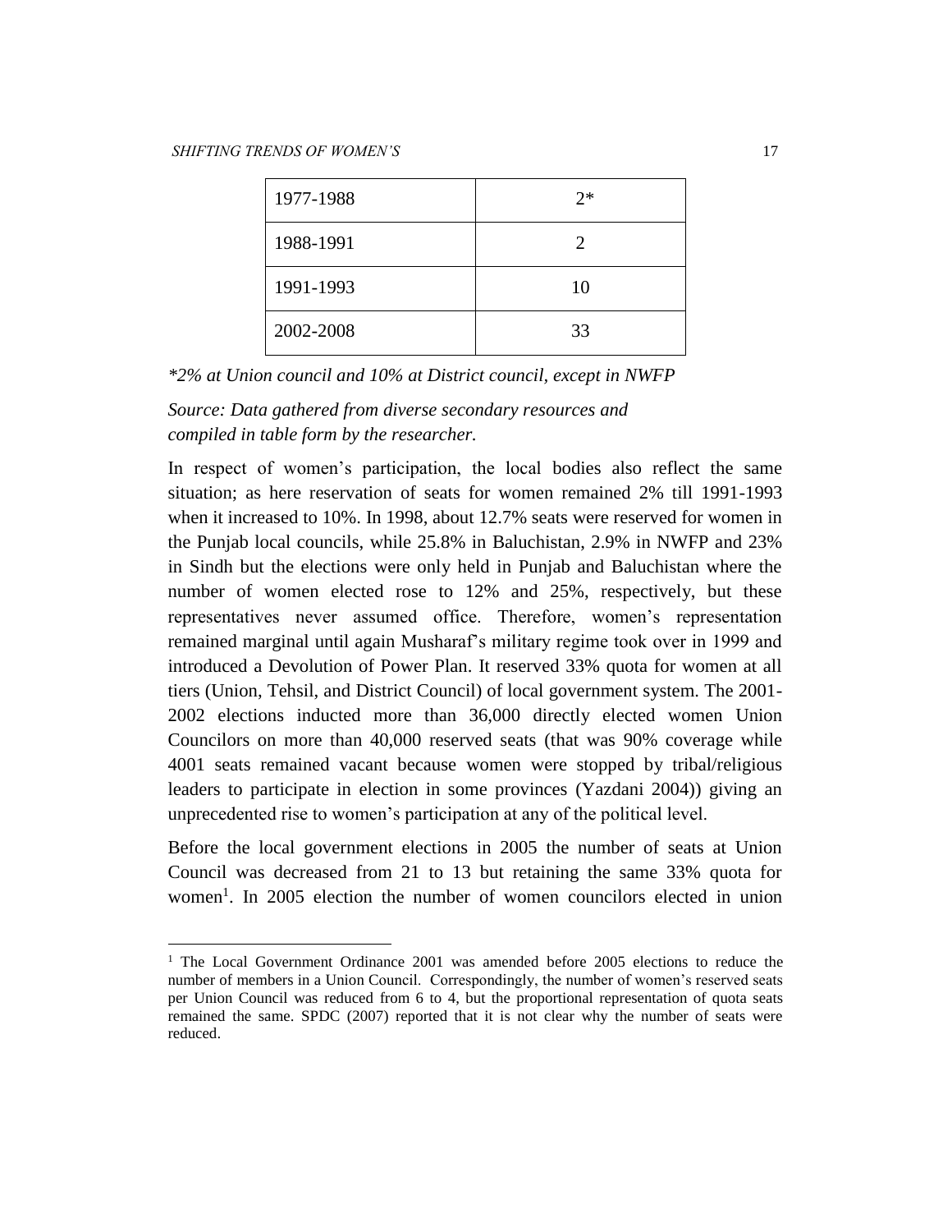| | |
|---|---|
| 1977-1988 | 2* |
| 1988-1991 | 2 |
| 1991-1993 | 10 |
| 2002-2008 | 33 |

*\*2% at Union council and 10% at District council, except in NWFP*

*Source: Data gathered from diverse secondary resources and compiled in table form by the researcher.*

In respect of women's participation, the local bodies also reflect the same situation; as here reservation of seats for women remained 2% till 1991-1993 when it increased to 10%. In 1998, about 12.7% seats were reserved for women in the Punjab local councils, while 25.8% in Baluchistan, 2.9% in NWFP and 23% in Sindh but the elections were only held in Punjab and Baluchistan where the number of women elected rose to 12% and 25%, respectively, but these representatives never assumed office. Therefore, women's representation remained marginal until again Musharaf's military regime took over in 1999 and introduced a Devolution of Power Plan. It reserved 33% quota for women at all tiers (Union, Tehsil, and District Council) of local government system. The 2001-2002 elections inducted more than 36,000 directly elected women Union Councilors on more than 40,000 reserved seats (that was 90% coverage while 4001 seats remained vacant because women were stopped by tribal/religious leaders to participate in election in some provinces (Yazdani 2004)) giving an unprecedented rise to women's participation at any of the political level.

Before the local government elections in 2005 the number of seats at Union Council was decreased from 21 to 13 but retaining the same 33% quota for women[1]. In 2005 election the number of women councilors elected in union

[1] The Local Government Ordinance 2001 was amended before 2005 elections to reduce the number of members in a Union Council. Correspondingly, the number of women's reserved seats per Union Council was reduced from 6 to 4, but the proportional representation of quota seats remained the same. SPDC (2007) reported that it is not clear why the number of seats were reduced.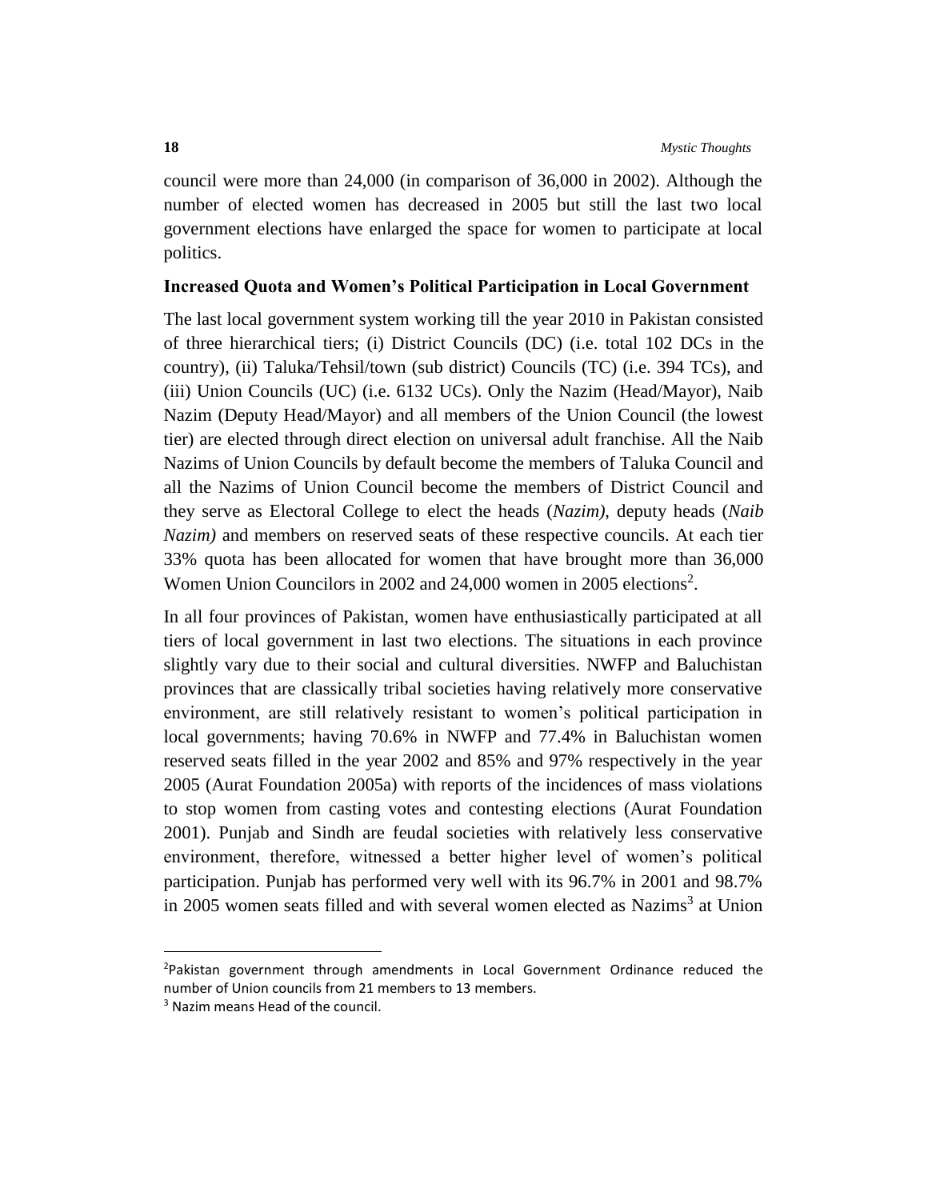council were more than 24,000 (in comparison of 36,000 in 2002). Although the number of elected women has decreased in 2005 but still the last two local government elections have enlarged the space for women to participate at local politics.

### Increased Quota and Women's Political Participation in Local Government

The last local government system working till the year 2010 in Pakistan consisted of three hierarchical tiers; (i) District Councils (DC) (i.e. total 102 DCs in the country), (ii) Taluka/Tehsil/town (sub district) Councils (TC) (i.e. 394 TCs), and (iii) Union Councils (UC) (i.e. 6132 UCs). Only the Nazim (Head/Mayor), Naib Nazim (Deputy Head/Mayor) and all members of the Union Council (the lowest tier) are elected through direct election on universal adult franchise. All the Naib Nazims of Union Councils by default become the members of Taluka Council and all the Nazims of Union Council become the members of District Council and they serve as Electoral College to elect the heads (*Nazim)*, deputy heads (*Naib Nazim)* and members on reserved seats of these respective councils. At each tier 33% quota has been allocated for women that have brought more than 36,000 Women Union Councilors in 2002 and 24,000 women in 2005 elections[2].

In all four provinces of Pakistan, women have enthusiastically participated at all tiers of local government in last two elections. The situations in each province slightly vary due to their social and cultural diversities. NWFP and Baluchistan provinces that are classically tribal societies having relatively more conservative environment, are still relatively resistant to women's political participation in local governments; having 70.6% in NWFP and 77.4% in Baluchistan women reserved seats filled in the year 2002 and 85% and 97% respectively in the year 2005 (Aurat Foundation 2005a) with reports of the incidences of mass violations to stop women from casting votes and contesting elections (Aurat Foundation 2001). Punjab and Sindh are feudal societies with relatively less conservative environment, therefore, witnessed a better higher level of women's political participation. Punjab has performed very well with its 96.7% in 2001 and 98.7% in 2005 women seats filled and with several women elected as Nazims[3] at Union

---

[2]Pakistan government through amendments in Local Government Ordinance reduced the number of Union councils from 21 members to 13 members.

[3] Nazim means Head of the council.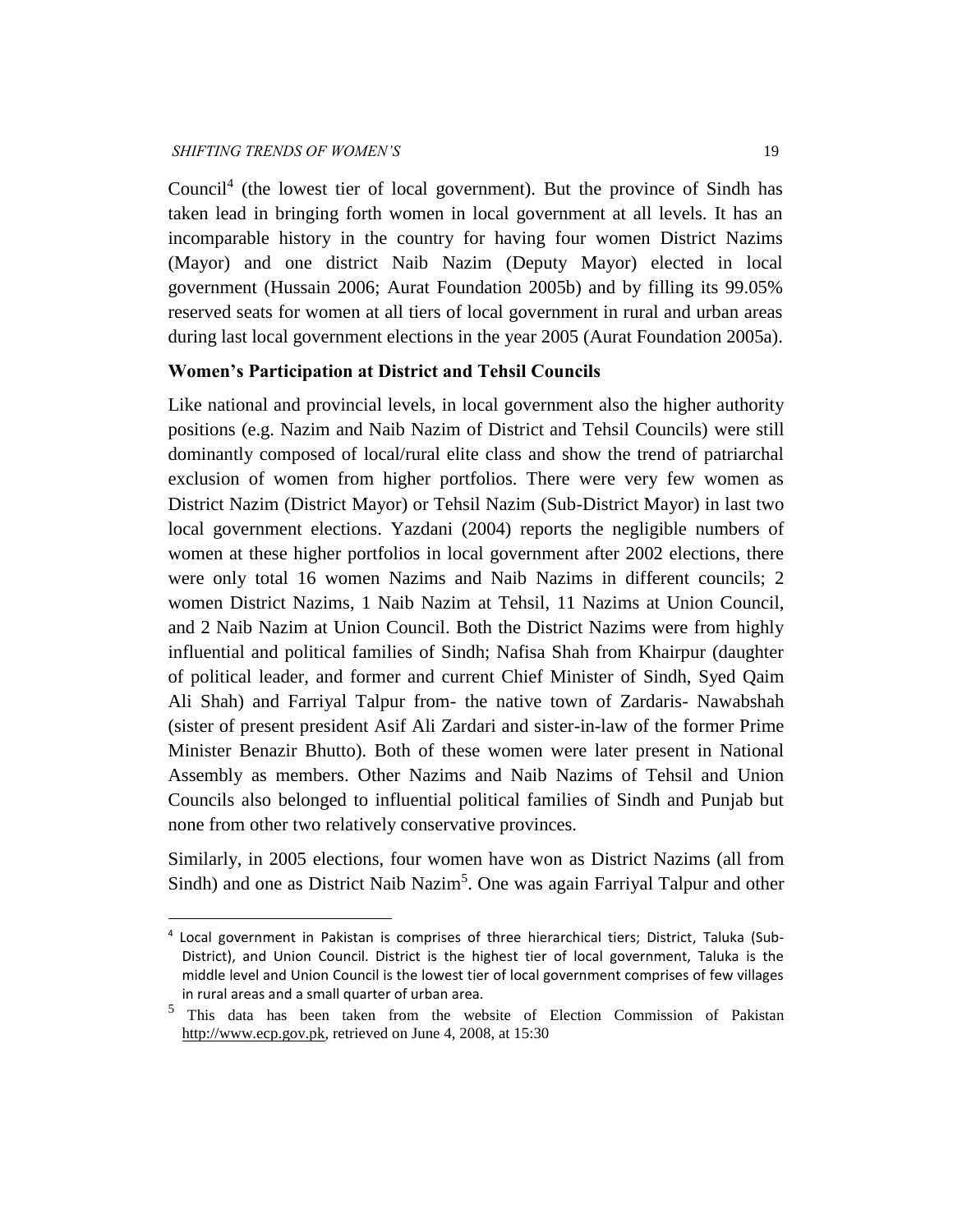Council[4] (the lowest tier of local government). But the province of Sindh has taken lead in bringing forth women in local government at all levels. It has an incomparable history in the country for having four women District Nazims (Mayor) and one district Naib Nazim (Deputy Mayor) elected in local government (Hussain 2006; Aurat Foundation 2005b) and by filling its 99.05% reserved seats for women at all tiers of local government in rural and urban areas during last local government elections in the year 2005 (Aurat Foundation 2005a).

**Women's Participation at District and Tehsil Councils**

Like national and provincial levels, in local government also the higher authority positions (e.g. Nazim and Naib Nazim of District and Tehsil Councils) were still dominantly composed of local/rural elite class and show the trend of patriarchal exclusion of women from higher portfolios. There were very few women as District Nazim (District Mayor) or Tehsil Nazim (Sub-District Mayor) in last two local government elections. Yazdani (2004) reports the negligible numbers of women at these higher portfolios in local government after 2002 elections, there were only total 16 women Nazims and Naib Nazims in different councils; 2 women District Nazims, 1 Naib Nazim at Tehsil, 11 Nazims at Union Council, and 2 Naib Nazim at Union Council. Both the District Nazims were from highly influential and political families of Sindh; Nafisa Shah from Khairpur (daughter of political leader, and former and current Chief Minister of Sindh, Syed Qaim Ali Shah) and Farriyal Talpur from- the native town of Zardaris- Nawabshah (sister of present president Asif Ali Zardari and sister-in-law of the former Prime Minister Benazir Bhutto). Both of these women were later present in National Assembly as members. Other Nazims and Naib Nazims of Tehsil and Union Councils also belonged to influential political families of Sindh and Punjab but none from other two relatively conservative provinces.

Similarly, in 2005 elections, four women have won as District Nazims (all from Sindh) and one as District Naib Nazim[5]. One was again Farriyal Talpur and other

---

[4] Local government in Pakistan is comprises of three hierarchical tiers; District, Taluka (Sub-District), and Union Council. District is the highest tier of local government, Taluka is the middle level and Union Council is the lowest tier of local government comprises of few villages in rural areas and a small quarter of urban area.

[5] This data has been taken from the website of Election Commission of Pakistan http://www.ecp.gov.pk, retrieved on June 4, 2008, at 15:30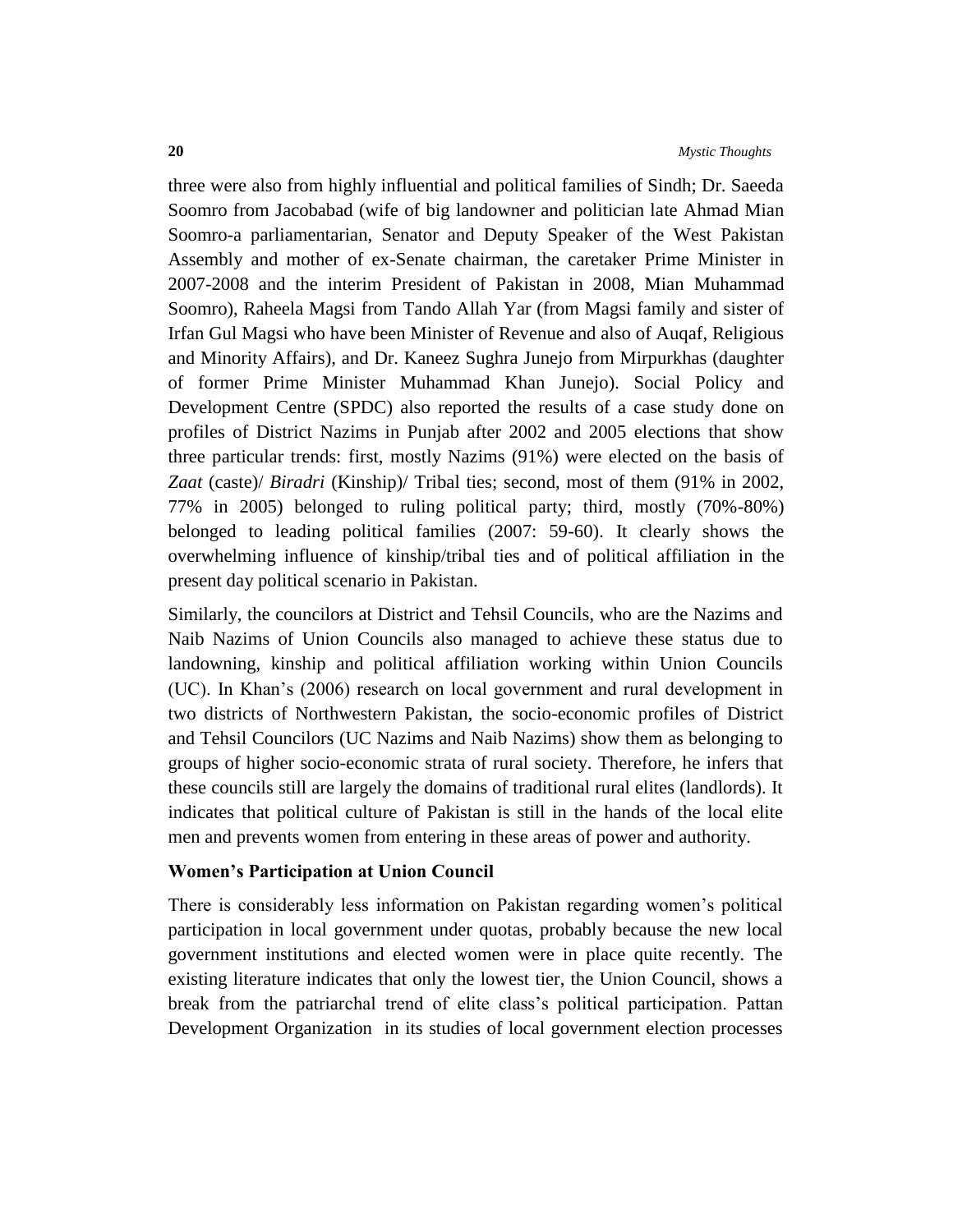three were also from highly influential and political families of Sindh; Dr. Saeeda Soomro from Jacobabad (wife of big landowner and politician late Ahmad Mian Soomro-a parliamentarian, Senator and Deputy Speaker of the West Pakistan Assembly and mother of ex-Senate chairman, the caretaker Prime Minister in 2007-2008 and the interim President of Pakistan in 2008, Mian Muhammad Soomro), Raheela Magsi from Tando Allah Yar (from Magsi family and sister of Irfan Gul Magsi who have been Minister of Revenue and also of Auqaf, Religious and Minority Affairs), and Dr. Kaneez Sughra Junejo from Mirpurkhas (daughter of former Prime Minister Muhammad Khan Junejo). Social Policy and Development Centre (SPDC) also reported the results of a case study done on profiles of District Nazims in Punjab after 2002 and 2005 elections that show three particular trends: first, mostly Nazims (91%) were elected on the basis of *Zaat* (caste)/ *Biradri* (Kinship)/ Tribal ties; second, most of them (91% in 2002, 77% in 2005) belonged to ruling political party; third, mostly (70%-80%) belonged to leading political families (2007: 59-60). It clearly shows the overwhelming influence of kinship/tribal ties and of political affiliation in the present day political scenario in Pakistan.

Similarly, the councilors at District and Tehsil Councils, who are the Nazims and Naib Nazims of Union Councils also managed to achieve these status due to landowning, kinship and political affiliation working within Union Councils (UC). In Khan's (2006) research on local government and rural development in two districts of Northwestern Pakistan, the socio-economic profiles of District and Tehsil Councilors (UC Nazims and Naib Nazims) show them as belonging to groups of higher socio-economic strata of rural society. Therefore, he infers that these councils still are largely the domains of traditional rural elites (landlords). It indicates that political culture of Pakistan is still in the hands of the local elite men and prevents women from entering in these areas of power and authority.

### Women's Participation at Union Council

There is considerably less information on Pakistan regarding women's political participation in local government under quotas, probably because the new local government institutions and elected women were in place quite recently. The existing literature indicates that only the lowest tier, the Union Council, shows a break from the patriarchal trend of elite class's political participation. Pattan Development Organization in its studies of local government election processes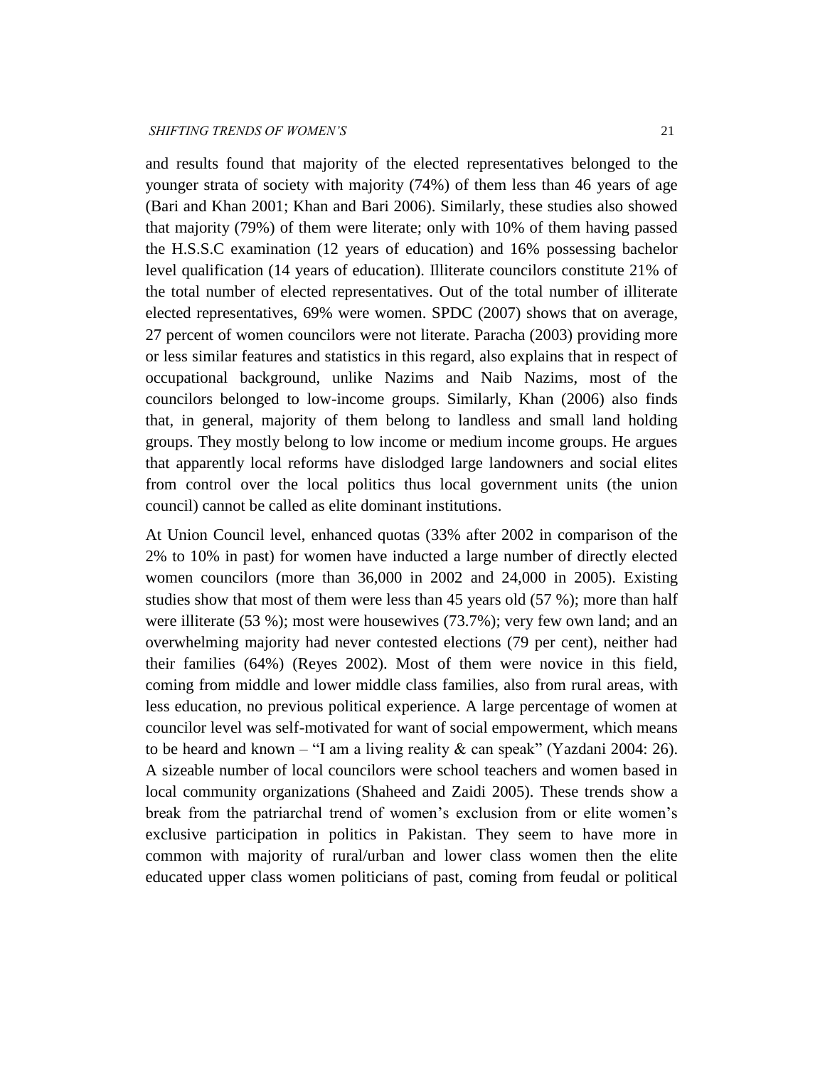and results found that majority of the elected representatives belonged to the younger strata of society with majority (74%) of them less than 46 years of age (Bari and Khan 2001; Khan and Bari 2006). Similarly, these studies also showed that majority (79%) of them were literate; only with 10% of them having passed the H.S.S.C examination (12 years of education) and 16% possessing bachelor level qualification (14 years of education). Illiterate councilors constitute 21% of the total number of elected representatives. Out of the total number of illiterate elected representatives, 69% were women. SPDC (2007) shows that on average, 27 percent of women councilors were not literate. Paracha (2003) providing more or less similar features and statistics in this regard, also explains that in respect of occupational background, unlike Nazims and Naib Nazims, most of the councilors belonged to low-income groups. Similarly, Khan (2006) also finds that, in general, majority of them belong to landless and small land holding groups. They mostly belong to low income or medium income groups. He argues that apparently local reforms have dislodged large landowners and social elites from control over the local politics thus local government units (the union council) cannot be called as elite dominant institutions.

At Union Council level, enhanced quotas (33% after 2002 in comparison of the 2% to 10% in past) for women have inducted a large number of directly elected women councilors (more than 36,000 in 2002 and 24,000 in 2005). Existing studies show that most of them were less than 45 years old (57 %); more than half were illiterate (53 %); most were housewives (73.7%); very few own land; and an overwhelming majority had never contested elections (79 per cent), neither had their families (64%) (Reyes 2002). Most of them were novice in this field, coming from middle and lower middle class families, also from rural areas, with less education, no previous political experience. A large percentage of women at councilor level was self-motivated for want of social empowerment, which means to be heard and known – "I am a living reality & can speak" (Yazdani 2004: 26). A sizeable number of local councilors were school teachers and women based in local community organizations (Shaheed and Zaidi 2005). These trends show a break from the patriarchal trend of women's exclusion from or elite women's exclusive participation in politics in Pakistan. They seem to have more in common with majority of rural/urban and lower class women then the elite educated upper class women politicians of past, coming from feudal or political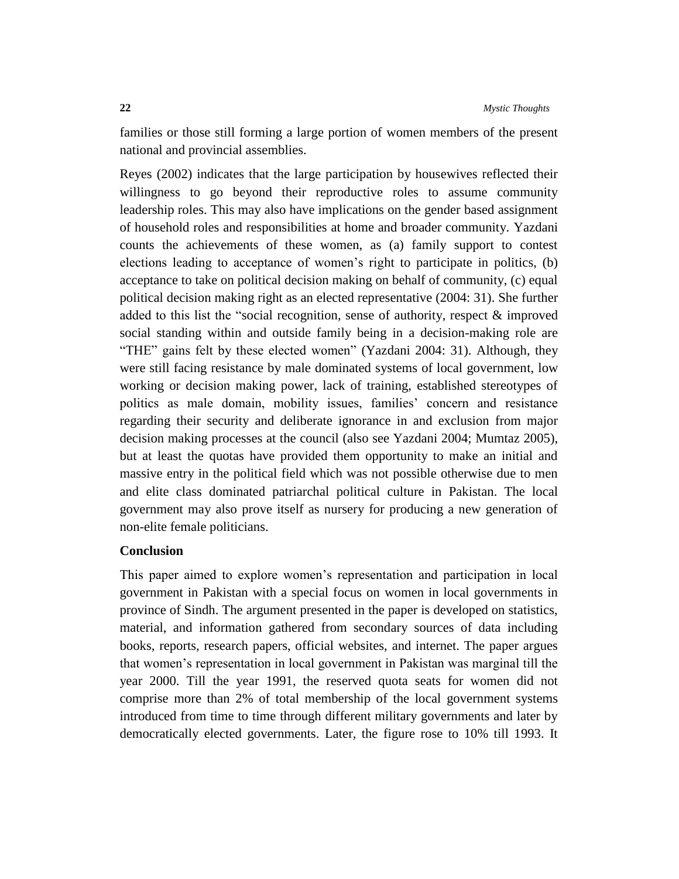families or those still forming a large portion of women members of the present national and provincial assemblies.

Reyes (2002) indicates that the large participation by housewives reflected their willingness to go beyond their reproductive roles to assume community leadership roles. This may also have implications on the gender based assignment of household roles and responsibilities at home and broader community. Yazdani counts the achievements of these women, as (a) family support to contest elections leading to acceptance of women's right to participate in politics, (b) acceptance to take on political decision making on behalf of community, (c) equal political decision making right as an elected representative (2004: 31). She further added to this list the "social recognition, sense of authority, respect & improved social standing within and outside family being in a decision-making role are "THE" gains felt by these elected women" (Yazdani 2004: 31). Although, they were still facing resistance by male dominated systems of local government, low working or decision making power, lack of training, established stereotypes of politics as male domain, mobility issues, families' concern and resistance regarding their security and deliberate ignorance in and exclusion from major decision making processes at the council (also see Yazdani 2004; Mumtaz 2005), but at least the quotas have provided them opportunity to make an initial and massive entry in the political field which was not possible otherwise due to men and elite class dominated patriarchal political culture in Pakistan. The local government may also prove itself as nursery for producing a new generation of non-elite female politicians.

## Conclusion

This paper aimed to explore women's representation and participation in local government in Pakistan with a special focus on women in local governments in province of Sindh. The argument presented in the paper is developed on statistics, material, and information gathered from secondary sources of data including books, reports, research papers, official websites, and internet. The paper argues that women's representation in local government in Pakistan was marginal till the year 2000. Till the year 1991, the reserved quota seats for women did not comprise more than 2% of total membership of the local government systems introduced from time to time through different military governments and later by democratically elected governments. Later, the figure rose to 10% till 1993. It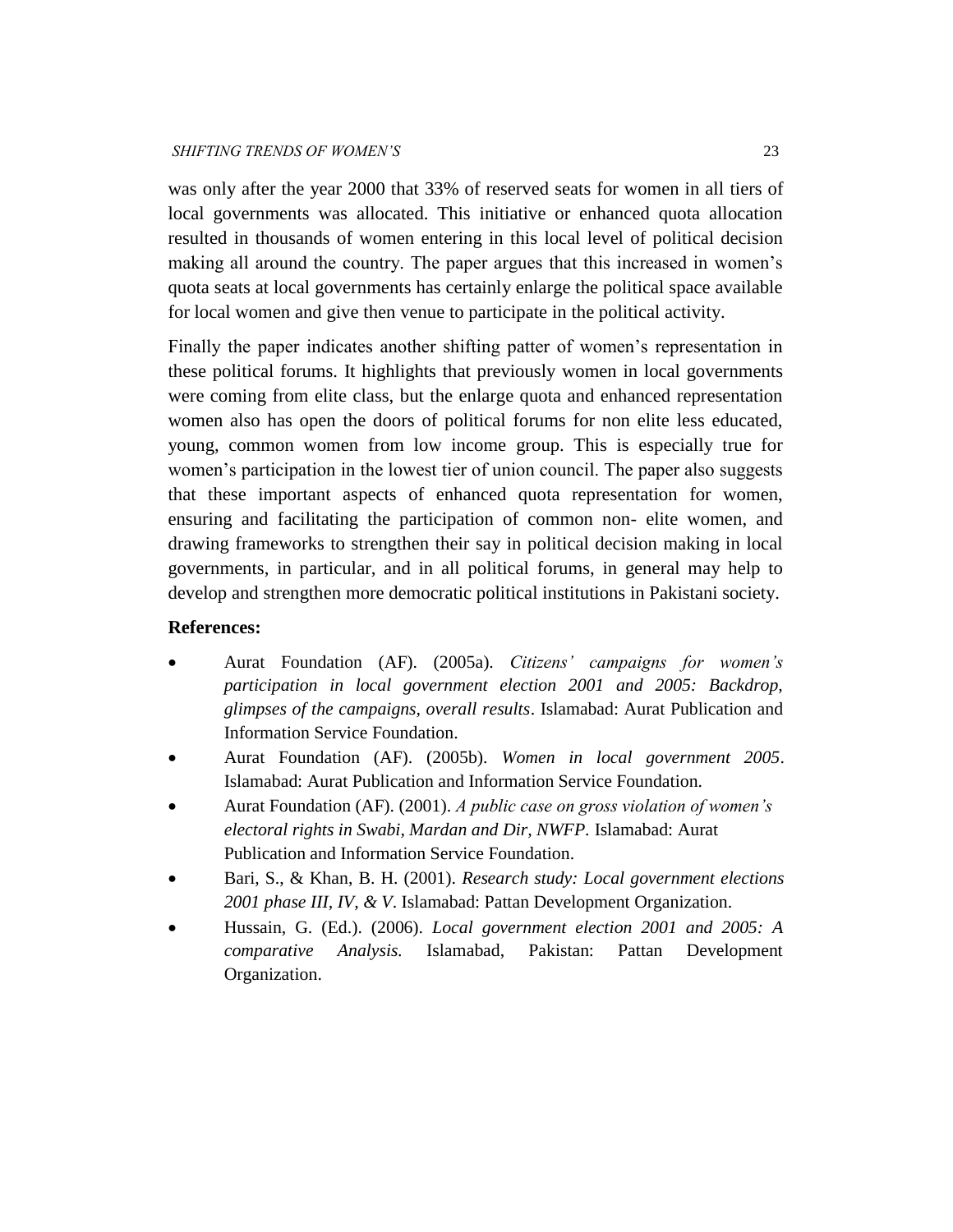was only after the year 2000 that 33% of reserved seats for women in all tiers of local governments was allocated. This initiative or enhanced quota allocation resulted in thousands of women entering in this local level of political decision making all around the country. The paper argues that this increased in women's quota seats at local governments has certainly enlarge the political space available for local women and give then venue to participate in the political activity.

Finally the paper indicates another shifting patter of women's representation in these political forums. It highlights that previously women in local governments were coming from elite class, but the enlarge quota and enhanced representation women also has open the doors of political forums for non elite less educated, young, common women from low income group. This is especially true for women's participation in the lowest tier of union council. The paper also suggests that these important aspects of enhanced quota representation for women, ensuring and facilitating the participation of common non- elite women, and drawing frameworks to strengthen their say in political decision making in local governments, in particular, and in all political forums, in general may help to develop and strengthen more democratic political institutions in Pakistani society.

**References:**

- Aurat Foundation (AF). (2005a). *Citizens' campaigns for women's participation in local government election 2001 and 2005: Backdrop, glimpses of the campaigns, overall results*. Islamabad: Aurat Publication and Information Service Foundation.
- Aurat Foundation (AF). (2005b). *Women in local government 2005*. Islamabad: Aurat Publication and Information Service Foundation.
- Aurat Foundation (AF). (2001). *A public case on gross violation of women's electoral rights in Swabi, Mardan and Dir, NWFP*. Islamabad: Aurat Publication and Information Service Foundation.
- Bari, S., & Khan, B. H. (2001). *Research study: Local government elections 2001 phase III, IV, & V*. Islamabad: Pattan Development Organization.
- Hussain, G. (Ed.). (2006). *Local government election 2001 and 2005: A comparative Analysis.* Islamabad, Pakistan: Pattan Development Organization.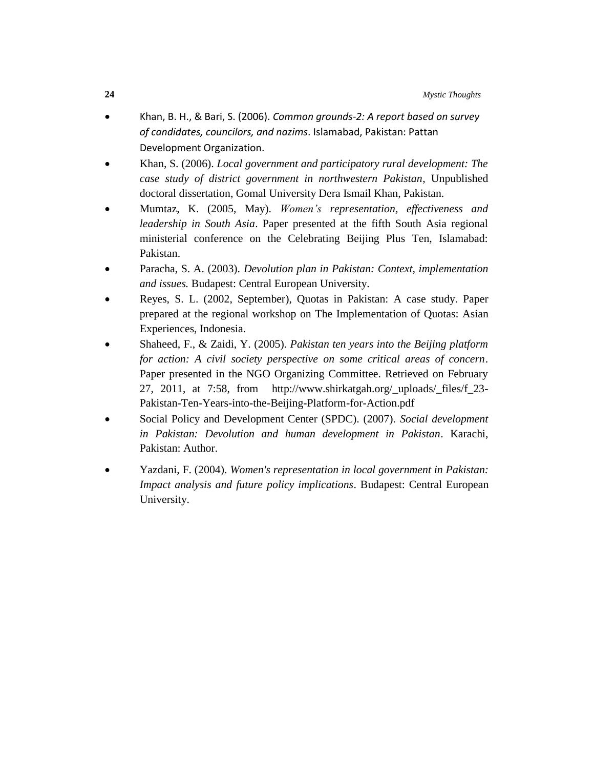- Khan, B. H., & Bari, S. (2006). *Common grounds-2: A report based on survey of candidates, councilors, and nazims*. Islamabad, Pakistan: Pattan Development Organization.
- Khan, S. (2006). *Local government and participatory rural development: The case study of district government in northwestern Pakistan*, Unpublished doctoral dissertation, Gomal University Dera Ismail Khan, Pakistan.
- Mumtaz, K. (2005, May). *Women's representation, effectiveness and leadership in South Asia*. Paper presented at the fifth South Asia regional ministerial conference on the Celebrating Beijing Plus Ten, Islamabad: Pakistan.
- Paracha, S. A. (2003). *Devolution plan in Pakistan: Context, implementation and issues.* Budapest: Central European University.
- Reyes, S. L. (2002, September), Quotas in Pakistan: A case study. Paper prepared at the regional workshop on The Implementation of Quotas: Asian Experiences, Indonesia.
- Shaheed, F., & Zaidi, Y. (2005). *Pakistan ten years into the Beijing platform for action: A civil society perspective on some critical areas of concern*. Paper presented in the NGO Organizing Committee. Retrieved on February 27, 2011, at 7:58, from http://www.shirkatgah.org/_uploads/_files/f_23-Pakistan-Ten-Years-into-the-Beijing-Platform-for-Action.pdf
- Social Policy and Development Center (SPDC). (2007). *Social development in Pakistan: Devolution and human development in Pakistan*. Karachi, Pakistan: Author.
- Yazdani, F. (2004). *Women's representation in local government in Pakistan: Impact analysis and future policy implications*. Budapest: Central European University.